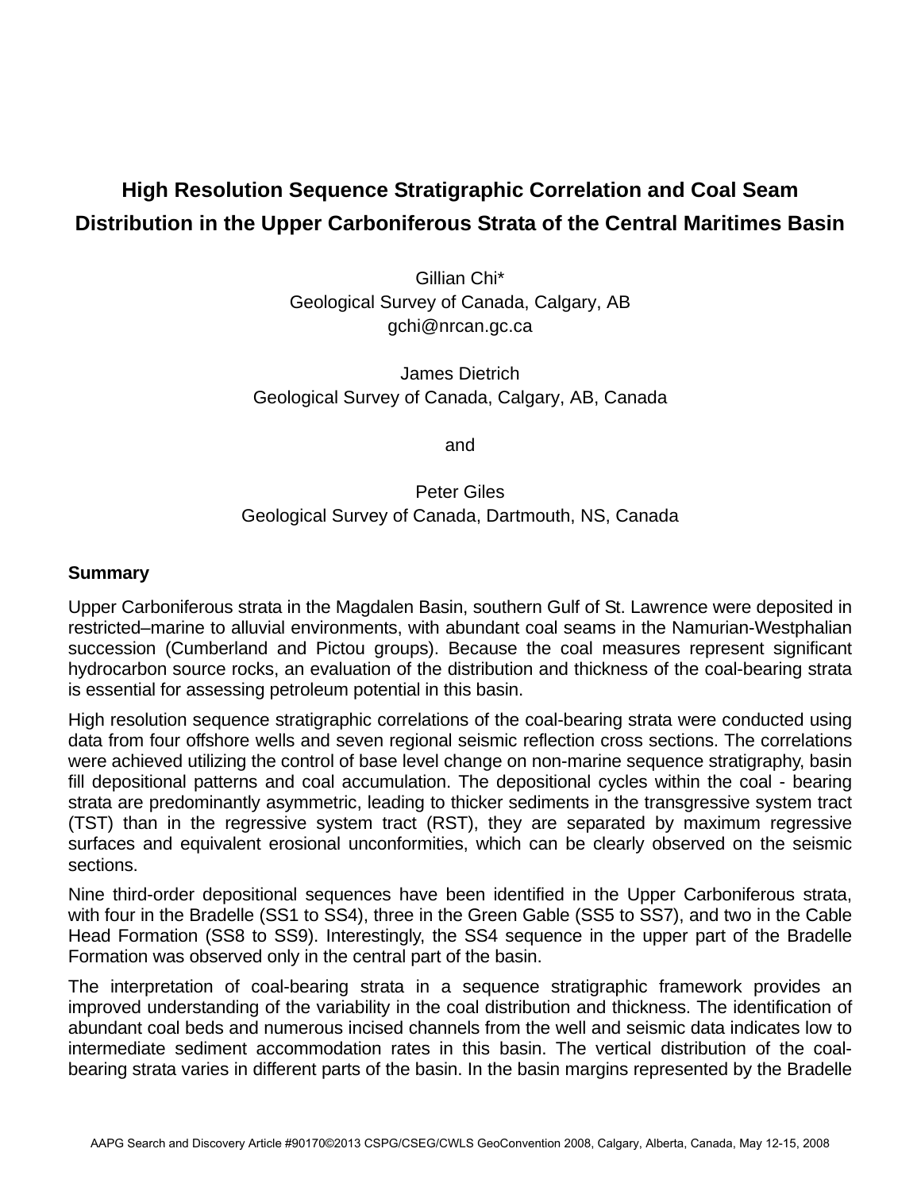# High Resolution Sequence Stratigraphic Correlation and Coal Seam Distribution in the Upper Carboniferous Strata of the Central Maritimes Basin

Gillian Chi*
Geological Survey of Canada, Calgary, AB
gchi@nrcan.gc.ca

James Dietrich
Geological Survey of Canada, Calgary, AB, Canada

and

Peter Giles
Geological Survey of Canada, Dartmouth, NS, Canada

## Summary

Upper Carboniferous strata in the Magdalen Basin, southern Gulf of St. Lawrence were deposited in restricted–marine to alluvial environments, with abundant coal seams in the Namurian-Westphalian succession (Cumberland and Pictou groups). Because the coal measures represent significant hydrocarbon source rocks, an evaluation of the distribution and thickness of the coal-bearing strata is essential for assessing petroleum potential in this basin.

High resolution sequence stratigraphic correlations of the coal-bearing strata were conducted using data from four offshore wells and seven regional seismic reflection cross sections. The correlations were achieved utilizing the control of base level change on non-marine sequence stratigraphy, basin fill depositional patterns and coal accumulation. The depositional cycles within the coal - bearing strata are predominantly asymmetric, leading to thicker sediments in the transgressive system tract (TST) than in the regressive system tract (RST), they are separated by maximum regressive surfaces and equivalent erosional unconformities, which can be clearly observed on the seismic sections.

Nine third-order depositional sequences have been identified in the Upper Carboniferous strata, with four in the Bradelle (SS1 to SS4), three in the Green Gable (SS5 to SS7), and two in the Cable Head Formation (SS8 to SS9). Interestingly, the SS4 sequence in the upper part of the Bradelle Formation was observed only in the central part of the basin.

The interpretation of coal-bearing strata in a sequence stratigraphic framework provides an improved understanding of the variability in the coal distribution and thickness. The identification of abundant coal beds and numerous incised channels from the well and seismic data indicates low to intermediate sediment accommodation rates in this basin. The vertical distribution of the coal-bearing strata varies in different parts of the basin. In the basin margins represented by the Bradelle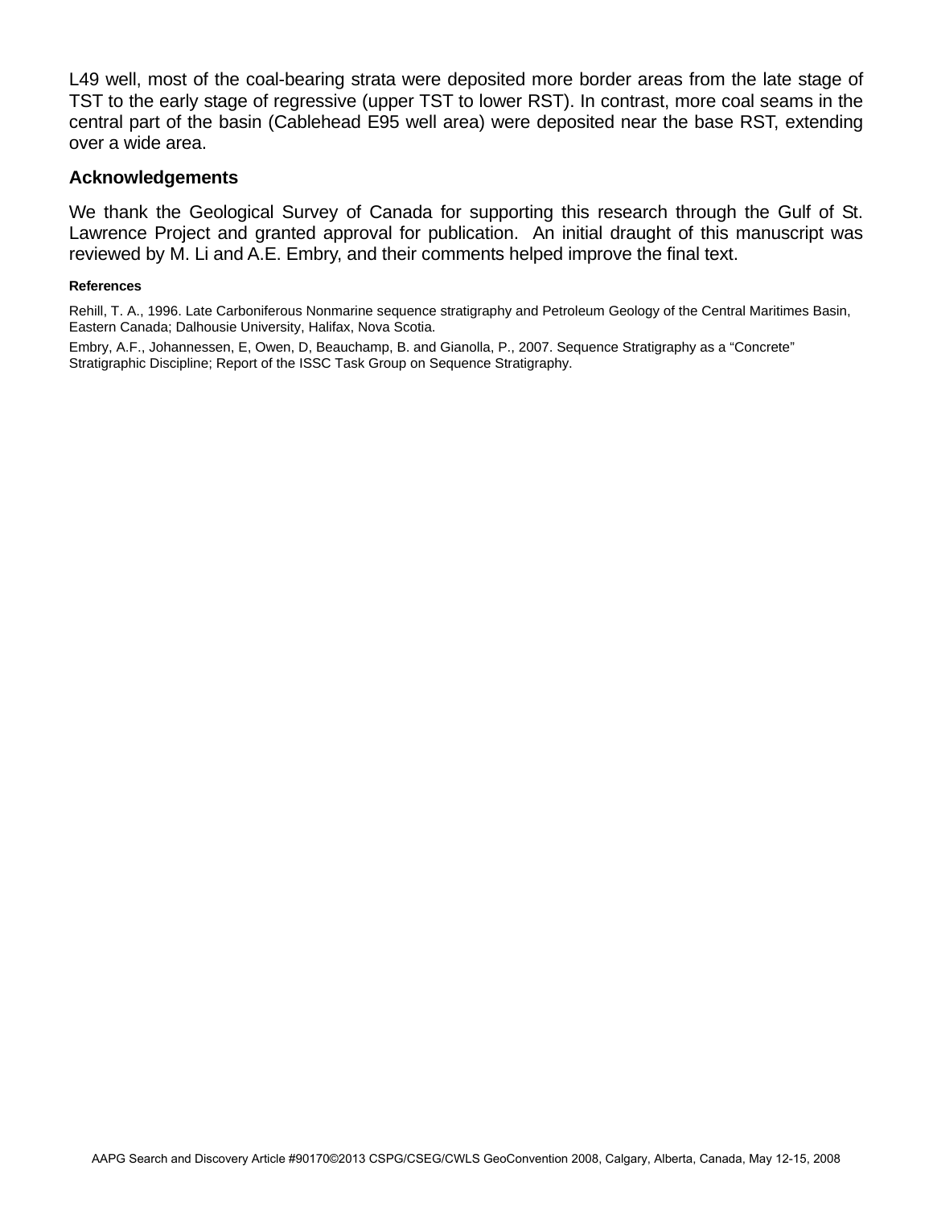L49 well, most of the coal-bearing strata were deposited more border areas from the late stage of TST to the early stage of regressive (upper TST to lower RST). In contrast, more coal seams in the central part of the basin (Cablehead E95 well area) were deposited near the base RST, extending over a wide area.

## Acknowledgements

We thank the Geological Survey of Canada for supporting this research through the Gulf of St. Lawrence Project and granted approval for publication. An initial draught of this manuscript was reviewed by M. Li and A.E. Embry, and their comments helped improve the final text.

### References

Rehill, T. A., 1996. Late Carboniferous Nonmarine sequence stratigraphy and Petroleum Geology of the Central Maritimes Basin, Eastern Canada; Dalhousie University, Halifax, Nova Scotia.

Embry, A.F., Johannessen, E, Owen, D, Beauchamp, B. and Gianolla, P., 2007. Sequence Stratigraphy as a “Concrete” Stratigraphic Discipline; Report of the ISSC Task Group on Sequence Stratigraphy.